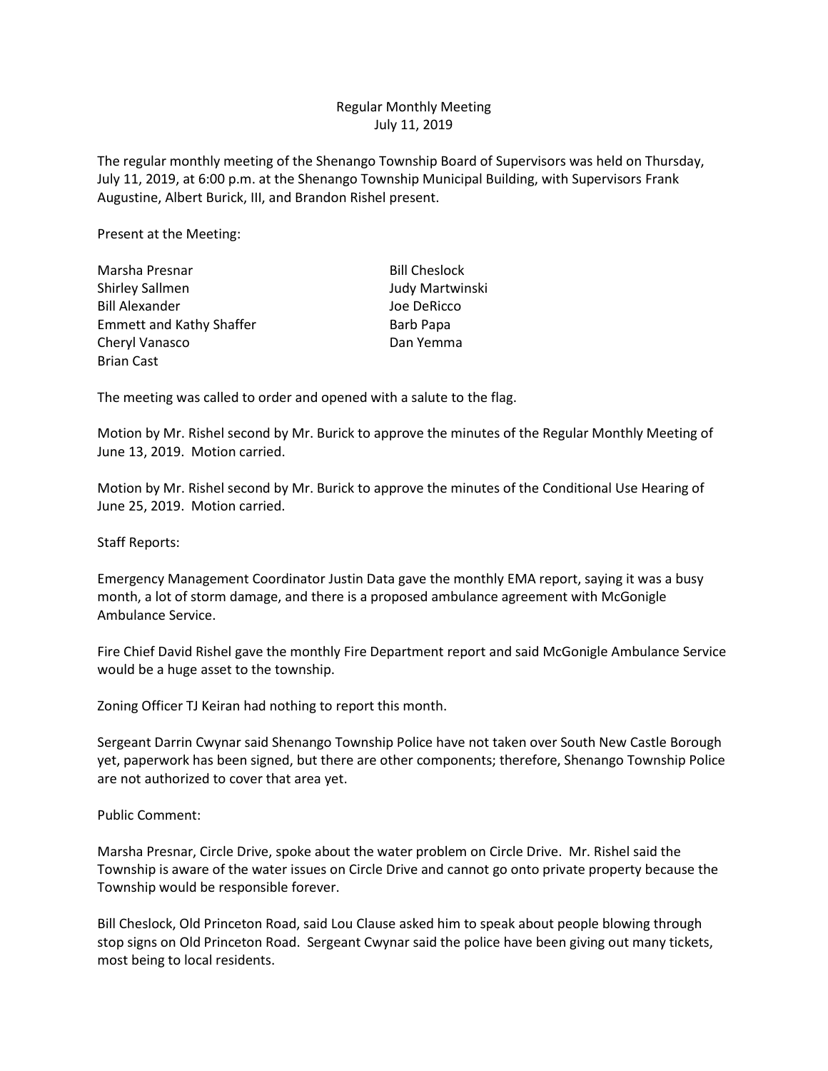Regular Monthly Meeting
July 11, 2019

The regular monthly meeting of the Shenango Township Board of Supervisors was held on Thursday, July 11, 2019, at 6:00 p.m. at the Shenango Township Municipal Building, with Supervisors Frank Augustine, Albert Burick, III, and Brandon Rishel present.

Present at the Meeting:

Marsha Presnar
Shirley Sallmen
Bill Alexander
Emmett and Kathy Shaffer
Cheryl Vanasco
Brian Cast
Bill Cheslock
Judy Martwinski
Joe DeRicco
Barb Papa
Dan Yemma

The meeting was called to order and opened with a salute to the flag.

Motion by Mr. Rishel second by Mr. Burick to approve the minutes of the Regular Monthly Meeting of June 13, 2019. Motion carried.

Motion by Mr. Rishel second by Mr. Burick to approve the minutes of the Conditional Use Hearing of June 25, 2019. Motion carried.

Staff Reports:

Emergency Management Coordinator Justin Data gave the monthly EMA report, saying it was a busy month, a lot of storm damage, and there is a proposed ambulance agreement with McGonigle Ambulance Service.

Fire Chief David Rishel gave the monthly Fire Department report and said McGonigle Ambulance Service would be a huge asset to the township.

Zoning Officer TJ Keiran had nothing to report this month.

Sergeant Darrin Cwynar said Shenango Township Police have not taken over South New Castle Borough yet, paperwork has been signed, but there are other components; therefore, Shenango Township Police are not authorized to cover that area yet.

Public Comment:

Marsha Presnar, Circle Drive, spoke about the water problem on Circle Drive. Mr. Rishel said the Township is aware of the water issues on Circle Drive and cannot go onto private property because the Township would be responsible forever.

Bill Cheslock, Old Princeton Road, said Lou Clause asked him to speak about people blowing through stop signs on Old Princeton Road. Sergeant Cwynar said the police have been giving out many tickets, most being to local residents.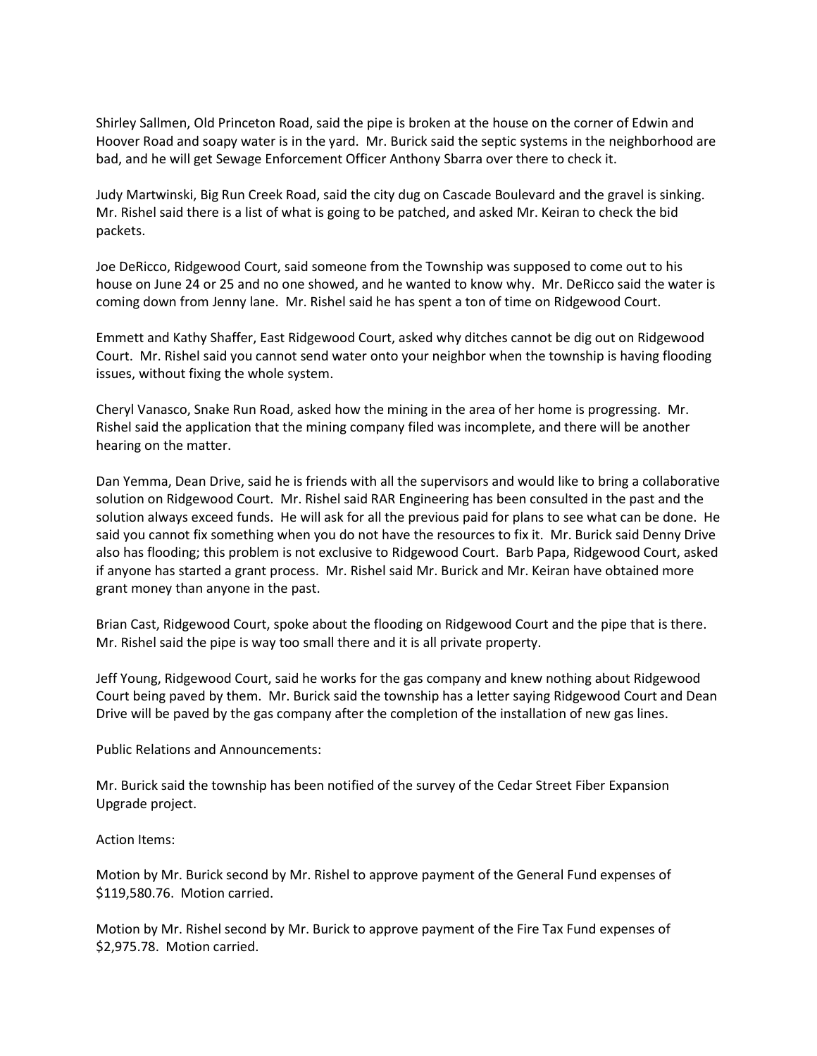Shirley Sallmen, Old Princeton Road, said the pipe is broken at the house on the corner of Edwin and Hoover Road and soapy water is in the yard. Mr. Burick said the septic systems in the neighborhood are bad, and he will get Sewage Enforcement Officer Anthony Sbarra over there to check it.

Judy Martwinski, Big Run Creek Road, said the city dug on Cascade Boulevard and the gravel is sinking. Mr. Rishel said there is a list of what is going to be patched, and asked Mr. Keiran to check the bid packets.

Joe DeRicco, Ridgewood Court, said someone from the Township was supposed to come out to his house on June 24 or 25 and no one showed, and he wanted to know why. Mr. DeRicco said the water is coming down from Jenny lane. Mr. Rishel said he has spent a ton of time on Ridgewood Court.

Emmett and Kathy Shaffer, East Ridgewood Court, asked why ditches cannot be dig out on Ridgewood Court. Mr. Rishel said you cannot send water onto your neighbor when the township is having flooding issues, without fixing the whole system.

Cheryl Vanasco, Snake Run Road, asked how the mining in the area of her home is progressing. Mr. Rishel said the application that the mining company filed was incomplete, and there will be another hearing on the matter.

Dan Yemma, Dean Drive, said he is friends with all the supervisors and would like to bring a collaborative solution on Ridgewood Court. Mr. Rishel said RAR Engineering has been consulted in the past and the solution always exceed funds. He will ask for all the previous paid for plans to see what can be done. He said you cannot fix something when you do not have the resources to fix it. Mr. Burick said Denny Drive also has flooding; this problem is not exclusive to Ridgewood Court. Barb Papa, Ridgewood Court, asked if anyone has started a grant process. Mr. Rishel said Mr. Burick and Mr. Keiran have obtained more grant money than anyone in the past.

Brian Cast, Ridgewood Court, spoke about the flooding on Ridgewood Court and the pipe that is there. Mr. Rishel said the pipe is way too small there and it is all private property.

Jeff Young, Ridgewood Court, said he works for the gas company and knew nothing about Ridgewood Court being paved by them. Mr. Burick said the township has a letter saying Ridgewood Court and Dean Drive will be paved by the gas company after the completion of the installation of new gas lines.

Public Relations and Announcements:

Mr. Burick said the township has been notified of the survey of the Cedar Street Fiber Expansion Upgrade project.

Action Items:

Motion by Mr. Burick second by Mr. Rishel to approve payment of the General Fund expenses of $119,580.76. Motion carried.

Motion by Mr. Rishel second by Mr. Burick to approve payment of the Fire Tax Fund expenses of $2,975.78. Motion carried.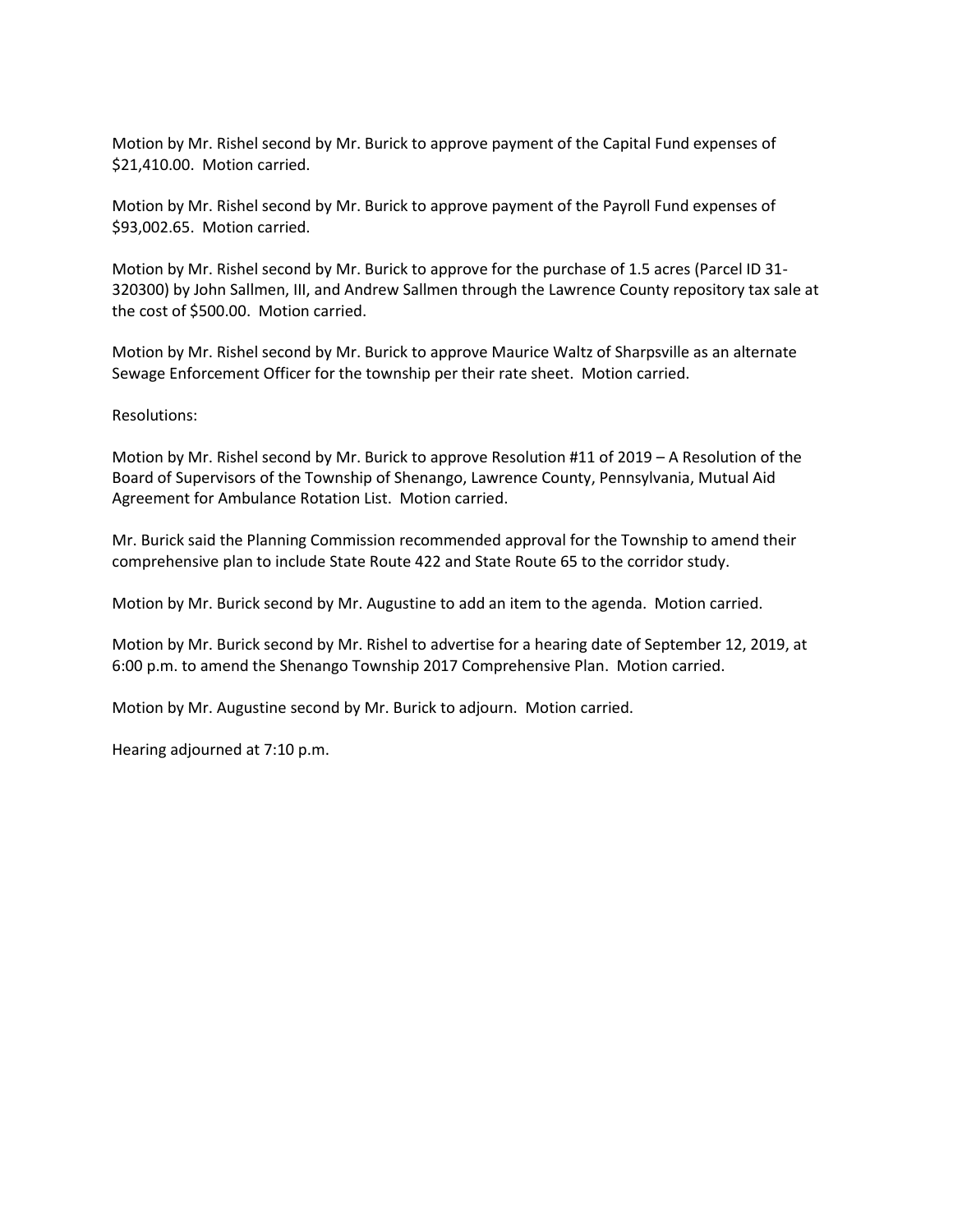Motion by Mr. Rishel second by Mr. Burick to approve payment of the Capital Fund expenses of $21,410.00. Motion carried.

Motion by Mr. Rishel second by Mr. Burick to approve payment of the Payroll Fund expenses of $93,002.65. Motion carried.

Motion by Mr. Rishel second by Mr. Burick to approve for the purchase of 1.5 acres (Parcel ID 31-320300) by John Sallmen, III, and Andrew Sallmen through the Lawrence County repository tax sale at the cost of $500.00. Motion carried.

Motion by Mr. Rishel second by Mr. Burick to approve Maurice Waltz of Sharpsville as an alternate Sewage Enforcement Officer for the township per their rate sheet. Motion carried.

Resolutions:

Motion by Mr. Rishel second by Mr. Burick to approve Resolution #11 of 2019 – A Resolution of the Board of Supervisors of the Township of Shenango, Lawrence County, Pennsylvania, Mutual Aid Agreement for Ambulance Rotation List. Motion carried.

Mr. Burick said the Planning Commission recommended approval for the Township to amend their comprehensive plan to include State Route 422 and State Route 65 to the corridor study.

Motion by Mr. Burick second by Mr. Augustine to add an item to the agenda. Motion carried.

Motion by Mr. Burick second by Mr. Rishel to advertise for a hearing date of September 12, 2019, at 6:00 p.m. to amend the Shenango Township 2017 Comprehensive Plan. Motion carried.

Motion by Mr. Augustine second by Mr. Burick to adjourn. Motion carried.

Hearing adjourned at 7:10 p.m.